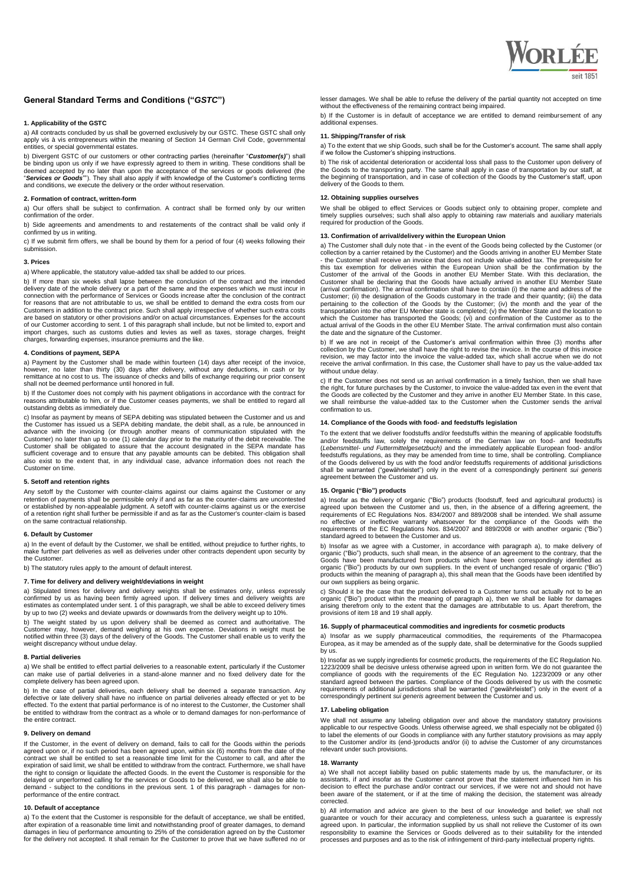# General Standard Terms and Conditions ("*GSTC*")

## 1. Applicability of the GSTC

a) All contracts concluded by us shall be governed exclusively by our GSTC. These GSTC shall only apply vis à vis entrepreneurs within the meaning of Section 14 German Civil Code, governmental entities, or special governmental estates.

b) Divergent GSTC of our customers or other contracting parties (hereinafter "***Customer(s)***") shall be binding upon us only if we have expressly agreed to them in writing. These conditions shall be deemed accepted by no later than upon the acceptance of the services or goods delivered (the "***Services or Goods***"). They shall also apply if with knowledge of the Customer's conflicting terms and conditions, we execute the delivery or the order without reservation.

## 2. Formation of contract, written-form

a) Our offers shall be subject to confirmation. A contract shall be formed only by our written confirmation of the order.

b) Side agreements and amendments to and restatements of the contract shall be valid only if confirmed by us in writing.

c) If we submit firm offers, we shall be bound by them for a period of four (4) weeks following their submission.

## 3. Prices

a) Where applicable, the statutory value-added tax shall be added to our prices.

b) If more than six weeks shall lapse between the conclusion of the contract and the intended delivery date of the whole delivery or a part of the same and the expenses which we must incur in connection with the performance of Services or Goods increase after the conclusion of the contract for reasons that are not attributable to us, we shall be entitled to demand the extra costs from our Customers in addition to the contract price. Such shall apply irrespective of whether such extra costs are based on statutory or other provisions and/or on actual circumstances. Expenses for the account of our Customer according to sent. 1 of this paragraph shall include, but not be limited to, export and import charges, such as customs duties and levies as well as taxes, storage charges, freight charges, forwarding expenses, insurance premiums and the like.

## 4. Conditions of payment, SEPA

a) Payment by the Customer shall be made within fourteen (14) days after receipt of the invoice, however, no later than thirty (30) days after delivery, without any deductions, in cash or by remittance at no cost to us. The issuance of checks and bills of exchange requiring our prior consent shall not be deemed performance until honored in full.

b) If the Customer does not comply with his payment obligations in accordance with the contract for reasons attributable to him, or if the Customer ceases payments, we shall be entitled to regard all outstanding debts as immediately due.

c) Insofar as payment by means of SEPA debiting was stipulated between the Customer and us and the Customer has issued us a SEPA debiting mandate, the debit shall, as a rule, be announced in advance with the invoicing (or through another means of communication stipulated with the Customer) no later than up to one (1) calendar day prior to the maturity of the debit receivable. The Customer shall be obligated to assure that the account designated in the SEPA mandate has sufficient coverage and to ensure that any payable amounts can be debited. This obligation shall also exist to the extent that, in any individual case, advance information does not reach the Customer on time.

## 5. Setoff and retention rights

Any setoff by the Customer with counter-claims against our claims against the Customer or any retention of payments shall be permissible only if and as far as the counter-claims are uncontested or established by non-appealable judgment. A setoff with counter-claims against us or the exercise of a retention right shall further be permissible if and as far as the Customer's counter-claim is based on the same contractual relationship.

## 6. Default by Customer

a) In the event of default by the Customer, we shall be entitled, without prejudice to further rights, to make further part deliveries as well as deliveries under other contracts dependent upon security by the Customer.

b) The statutory rules apply to the amount of default interest.

## 7. Time for delivery and delivery weight/deviations in weight

a) Stipulated times for delivery and delivery weights shall be estimates only, unless expressly confirmed by us as having been firmly agreed upon. If delivery times and delivery weights are estimates as contemplated under sent. 1 of this paragraph, we shall be able to exceed delivery times by up to two (2) weeks and deviate upwards or downwards from the delivery weight up to 10%.

b) The weight stated by us upon delivery shall be deemed as correct and authoritative. The Customer may, however, demand weighing at his own expense. Deviations in weight must be notified within three (3) days of the delivery of the Goods. The Customer shall enable us to verify the weight discrepancy without undue delay.

## 8. Partial deliveries

a) We shall be entitled to effect partial deliveries to a reasonable extent, particularly if the Customer can make use of partial deliveries in a stand-alone manner and no fixed delivery date for the complete delivery has been agreed upon.

b) In the case of partial deliveries, each delivery shall be deemed a separate transaction. Any defective or late delivery shall have no influence on partial deliveries already effected or yet to be effected. To the extent that partial performance is of no interest to the Customer, the Customer shall be entitled to withdraw from the contract as a whole or to demand damages for non-performance of the entire contract.

## 9. Delivery on demand

If the Customer, in the event of delivery on demand, fails to call for the Goods within the periods agreed upon or, if no such period has been agreed upon, within six (6) months from the date of the contract we shall be entitled to set a reasonable time limit for the Customer to call, and after the expiration of said limit, we shall be entitled to withdraw from the contract. Furthermore, we shall have the right to consign or liquidate the affected Goods. In the event the Customer is responsible for the delayed or unperformed calling for the services or Goods to be delivered, we shall also be able to demand - subject to the conditions in the previous sent. 1 of this paragraph - damages for non-performance of the entire contract.

## 10. Default of acceptance

a) To the extent that the Customer is responsible for the default of acceptance, we shall be entitled, after expiration of a reasonable time limit and notwithstanding proof of greater damages, to demand damages in lieu of performance amounting to 25% of the consideration agreed on by the Customer for the delivery not accepted. It shall remain for the Customer to prove that we have suffered no or lesser damages. We shall be able to refuse the delivery of the partial quantity not accepted on time without the effectiveness of the remaining contract being impaired.

b) If the Customer is in default of acceptance we are entitled to demand reimbursement of any additional expenses.

## 11. Shipping/Transfer of risk

a) To the extent that we ship Goods, such shall be for the Customer's account. The same shall apply if we follow the Customer's shipping instructions.

b) The risk of accidental deterioration or accidental loss shall pass to the Customer upon delivery of the Goods to the transporting party. The same shall apply in case of transportation by our staff, at the beginning of transportation, and in case of collection of the Goods by the Customer's staff, upon delivery of the Goods to them.

## 12. Obtaining supplies ourselves

We shall be obliged to effect Services or Goods subject only to obtaining proper, complete and timely supplies ourselves; such shall also apply to obtaining raw materials and auxiliary materials required for production of the Goods.

## 13. Confirmation of arrival/delivery within the European Union

a) The Customer shall duly note that - in the event of the Goods being collected by the Customer (or collection by a carrier retained by the Customer) and the Goods arriving in another EU Member State - the Customer shall receive an invoice that does not include value-added tax. The prerequisite for this tax exemption for deliveries within the European Union shall be the confirmation by the Customer of the arrival of the Goods in another EU Member State. With this declaration, the Customer shall be declaring that the Goods have actually arrived in another EU Member State (arrival confirmation). The arrival confirmation shall have to contain (i) the name and address of the Customer; (ii) the designation of the Goods customary in the trade and their quantity; (iii) the data pertaining to the collection of the Goods by the Customer; (iv) the month and the year of the transportation into the other EU Member state is completed; (v) the Member State and the location to which the Customer has transported the Goods; (vi) and confirmation of the Customer as to the actual arrival of the Goods in the other EU Member State. The arrival confirmation must also contain the date and the signature of the Customer.

b) If we are not in receipt of the Customer's arrival confirmation within three (3) months after collection by the Customer, we shall have the right to revise the invoice. In the course of this invoice revision, we may factor into the invoice the value-added tax, which shall accrue when we do not receive the arrival confirmation. In this case, the Customer shall have to pay us the value-added tax without undue delay.

c) If the Customer does not send us an arrival confirmation in a timely fashion, then we shall have the right, for future purchases by the Customer, to invoice the value-added tax even in the event that the Goods are collected by the Customer and they arrive in another EU Member State. In this case, we shall reimburse the value-added tax to the Customer when the Customer sends the arrival confirmation to us.

## 14. Compliance of the Goods with food- and feedstuffs legislation

To the extent that we deliver foodstuffs and/or feedstuffs within the meaning of applicable foodstuffs and/or feedstuffs law, solely the requirements of the German law on food- and feedstuffs (*Lebensmittel- und Futtermittelgesetzbuch)* and the immediately applicable European food- and/or feedstuffs regulations, as they may be amended from time to time, shall be controlling. Compliance of the Goods delivered by us with the food and/or feedstuffs requirements of additional jurisdictions shall be warranted ("gewährleistet") only in the event of a correspondingly pertinent *sui generis* agreement between the Customer and us.

## 15. Organic ("Bio") products

a) Insofar as the delivery of organic ("Bio") products (foodstuff, feed and agricultural products) is agreed upon between the Customer and us, then, in the absence of a differing agreement, the requirements of EC Regulations Nos. 834/2007 and 889/2008 shall be intended. We shall assume no effective or ineffective warranty whatsoever for the compliance of the Goods with the requirements of the EC Regulations Nos. 834/2007 and 889/2008 or with another organic ("Bio") standard agreed to between the Customer and us.

b) Insofar as we agree with a Customer, in accordance with paragraph a), to make delivery of organic ("Bio") products, such shall mean, in the absence of an agreement to the contrary, that the Goods have been manufactured from products which have been correspondingly identified as organic ("Bio") products by our own suppliers. In the event of unchanged resale of organic ("Bio") products within the meaning of paragraph a), this shall mean that the Goods have been identified by our own suppliers as being organic.

c) Should it be the case that the product delivered to a Customer turns out actually not to be an organic ("Bio") product within the meaning of paragraph a), then we shall be liable for damages arising therefrom only to the extent that the damages are attributable to us. Apart therefrom, the provisions of item 18 and 19 shall apply.

## 16. Supply of pharmaceutical commodities and ingredients for cosmetic products

a) Insofar as we supply pharmaceutical commodities, the requirements of the Pharmacopea Europea, as it may be amended as of the supply date, shall be determinative for the Goods supplied by us.

b) Insofar as we supply ingredients for cosmetic products, the requirements of the EC Regulation No. 1223/2009 shall be decisive unless otherwise agreed upon in written form. We do not guarantee the compliance of goods with the requirements of the EC Regulation No. 1223/2009 or any other standard agreed between the parties. Compliance of the Goods delivered by us with the cosmetic requirements of additional jurisdictions shall be warranted ("gewährleistet") only in the event of a correspondingly pertinent *sui generis* agreement between the Customer and us.

## 17. Labeling obligation

We shall not assume any labeling obligation over and above the mandatory statutory provisions applicable to our respective Goods. Unless otherwise agreed, we shall especially not be obligated (i) to label the elements of our Goods in compliance with any further statutory provisions as may apply to the Customer and/or its (end-)products and/or (ii) to advise the Customer of any circumstances relevant under such provisions.

## 18. Warranty

a) We shall not accept liability based on public statements made by us, the manufacturer, or its assistants, if and insofar as the Customer cannot prove that the statement influenced him in his decision to effect the purchase and/or contract our services, if we were not and should not have been aware of the statement, or if at the time of making the decision, the statement was already corrected.

b) All information and advice are given to the best of our knowledge and belief; we shall not guarantee or vouch for their accuracy and completeness, unless such a guarantee is expressly agreed upon. In particular, the information supplied by us shall not relieve the Customer of its own responsibility to examine the Services or Goods delivered as to their suitability for the intended processes and purposes and as to the risk of infringement of third-party intellectual property rights.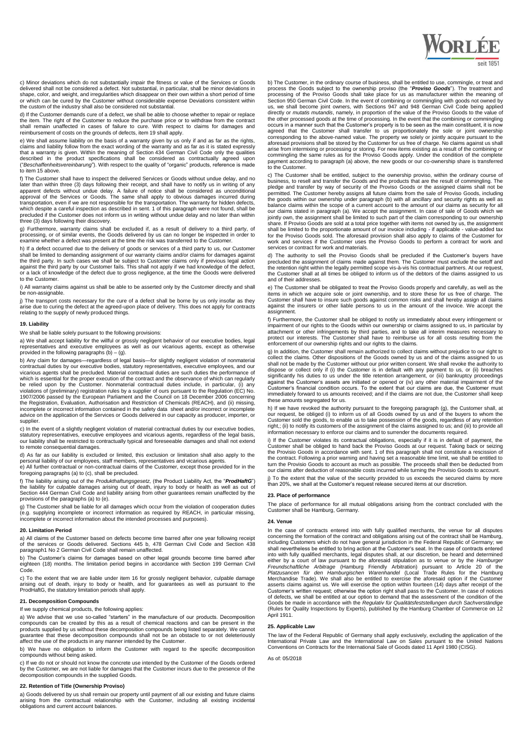c) Minor deviations which do not substantially impair the fitness or value of the Services or Goods delivered shall not be considered a defect. Not substantial, in particular, shall be minor deviations in shape, color, and weight, and irregularities which disappear on their own within a short period of time or which can be cured by the Customer without considerable expense Deviations consistent within the custom of the industry shall also be considered not substantial.

d) If the Customer demands cure of a defect, we shall be able to choose whether to repair or replace the item. The right of the Customer to reduce the purchase price or to withdraw from the contract shall remain unaffected in cases of failure to cure. With respect to claims for damages and reimbursement of costs on the grounds of defects, item 19 shall apply.

e) We shall assume liability on the basis of a warranty given by us only if and as far as the rights, claims and liability follow from the exact wording of the warranty and as far as it is stated expressly that a warranty is given. Within the meaning of Section 434 German Civil Code only the qualities described in the product specifications shall be considered as contractually agreed upon ("*Beschaffenheitsvereinbarung*"). With respect to the quality of "organic" products, reference is made to item 15 above.

f) The Customer shall have to inspect the delivered Services or Goods without undue delay, and no later than within three (3) days following their receipt, and shall have to notify us in writing of any apparent defects without undue delay. A failure of notice shall be considered as unconditional approval of the Services or Goods. The same shall apply to obvious damages incurred during transportation, even if we are not responsible for the transportation. The warranty for hidden defects, which despite a careful inspection as described in sent. 1 of this paragraph were not found, shall be precluded if the Customer does not inform us in writing without undue delay and no later than within three (3) days following their discovery.

g) Furthermore, warranty claims shall be excluded if, as a result of delivery to a third party, of processing, or of similar events, the Goods delivered by us can no longer be inspected in order to examine whether a defect was present at the time the risk was transferred to the Customer.

h) If a defect occurred due to the delivery of goods or services of a third party to us, our Customer shall be limited to demanding assignment of our warranty claims and/or claims for damages against the third party. In such cases we shall be subject to Customer claims only if previous legal action against the third party by our Customer fails. This shall not apply if we had knowledge of the defect, or a lack of knowledge of the defect due to gross negligence, at the time the Goods were delivered to the Customer.

i) All warranty claims against us shall be able to be asserted only by the Customer directly and shall be non-assignable.

j) The transport costs necessary for the cure of a defect shall be borne by us only insofar as they arise due to curing the defect at the agreed-upon place of delivery. This does not apply for contracts relating to the supply of newly produced things.

#### 19. Liability

We shall be liable solely pursuant to the following provisions:

a) We shall accept liability for the willful or grossly negligent behavior of our executive bodies, legal representatives and executive employees as well as our vicarious agents, except as otherwise provided in the following paragraphs (b) – (g).

b) Any claim for damages—regardless of legal basis—for slightly negligent violation of nonmaterial contractual duties by our executive bodies, statutory representatives, executive employees, and our vicarious agents shall be precluded. Material contractual duties are such duties the performance of which is essential for the proper execution of the contract and the observance of which can regularly be relied upon by the Customer. Nonmaterial contractual duties include, in particular, (i) any violations of (preliminary) registration rules by a supplier of ours pursuant to the Regulation (EC) No. 1907/2006 passed by the European Parliament and the Council on 18 December 2006 concerning the Registration, Evaluation, Authorisation and Restriction of Chemicals (REACH), and (ii) missing, incomplete or incorrect information contained in the safety data sheet and/or incorrect or incomplete advice on the application of the Services or Goods delivered in our capacity as producer, importer, or supplier.

c) In the event of a slightly negligent violation of material contractual duties by our executive bodies, statutory representatives, executive employees and vicarious agents, regardless of the legal basis, our liability shall be restricted to contractually typical and foreseeable damages and shall not extend to remote consequential damages.

d) As far as our liability is excluded or limited, this exclusion or limitation shall also apply to the personal liability of our employees, staff members, representatives and vicarious agents.

e) All further contractual or non-contractual claims of the Customer, except those provided for in the foregoing paragraphs (a) to (c), shall be precluded.

f) The liability arising out of the *Produkthaftungsgesetz*, (the Product Liability Act, the "***ProdHaftG***") the liability for culpable damages arising out of death, injury to body or health as well as out of Section 444 German Civil Code and liability arising from other guarantees remain unaffected by the provisions of the paragraphs (a) to (e).

g) The Customer shall be liable for all damages which occur from the violation of cooperation duties (e.g. supplying incomplete or incorrect information as required by REACH, in particular missing, incomplete or incorrect information about the intended processes and purposes).

#### 20. Limitation Period

a) All claims of the Customer based on defects become time barred after one year following receipt of the services or Goods delivered. Sections 445 b, 478 German Civil Code and Section 438 paragraph1 No 2 German Civil Code shall remain unaffected.

b) The Customer's claims for damages based on other legal grounds become time barred after eighteen (18) months. The limitation period begins in accordance with Section 199 German Civil Code.

c) To the extent that we are liable under item 16 for grossly negligent behavior, culpable damage arising out of death, injury to body or health, and for guarantees as well as pursuant to the ProdHaftG, the statutory limitation periods shall apply.

#### 21. Decomposition Compounds

If we supply chemical products, the following applies:

a) We advise that we use so-called "starters" in the manufacture of our products. Decomposition compounds can be created by this as a result of chemical reactions and can be present in the products supplied by us without these decomposition compounds being listed separately. We cannot guarantee that these decomposition compounds shall not be an obstacle to or not deleteriously affect the use of the products in any manner intended by the Customer.

b) We have no obligation to inform the Customer with regard to the specific decomposition compounds without being asked.

c) If we do not or should not know the concrete use intended by the Customer of the Goods ordered by the Customer, we are not liable for damages that the Customer incurs due to the presence of the decomposition compounds in the supplied Goods.

#### 22. Retention of Title (Ownership Proviso)

a) Goods delivered by us shall remain our property until payment of all our existing and future claims arising from the contractual relationship with the Customer, including all existing incidental obligations and current account balances.

b) The Customer, in the ordinary course of business, shall be entitled to use, commingle, or treat and process the Goods subject to the ownership proviso (the "***Proviso Goods***"). The treatment and processing of the Proviso Goods shall take place for us as manufacturer within the meaning of Section 950 German Civil Code. In the event of combining or commingling with goods not owned by us, we shall become joint owners, with Sections 947 and 948 German Civil Code being applied directly or *mutatis mutandis*, namely, in proportion of the value of the Proviso Goods to the value of the other processed goods at the time of processing. In the event that the combining or commingling occurs in a manner such that the Customer's property is to be seen as the main constituent, it is now agreed that the Customer shall transfer to us proportionately the sole or joint ownership corresponding to the above-named value. The property we solely or jointly acquire pursuant to the aforesaid provisions shall be stored by the Customer for us free of charge. No claims against us shall arise from intermixing or processing or storing. For new items existing as a result of the combining or commingling the same rules as for the Proviso Goods apply. Under the condition of the complete payment according to paragraph (a) above, the new goods or our co-ownership share is transferred to the Customer.

c) The Customer shall be entitled, subject to the ownership proviso, within the ordinary course of business, to resell and transfer the Goods and the products that are the result of commingling. The pledge and transfer by way of security of the Proviso Goods or the assigned claims shall not be permitted. The Customer hereby assigns all future claims from the sale of Proviso Goods, including the goods within our ownership under paragraph (b) with all ancillary and security rights as well as balance claims within the scope of a current account to the amount of our claims as security for all our claims stated in paragraph (a). We accept the assignment. In case of sale of Goods which we jointly own, the assignment shall be limited to such part of the claim corresponding to our ownership share. If Proviso Goods are sold at a total price together with items not owned by us, the assignment shall be limited to the proportionate amount of our invoice including - if applicable - value-added tax for the Proviso Goods sold. The aforesaid provision shall also apply to claims of the Customer for work and services if the Customer uses the Proviso Goods to perform a contract for work and services or contract for work and materials.

d) The authority to sell the Proviso Goods shall be precluded if the Customer's buyers have precluded the assignment of claims made against them. The Customer must exclude the setoff and the retention right within the legally permitted scope vis-à-vis his contractual partners. At our request, the Customer shall at all times be obliged to inform us of the debtors of the claims assigned to us and of their addresses.

e) The Customer shall be obligated to treat the Proviso Goods properly and carefully, as well as the items in which we acquire sole or joint ownership, and to store these for us free of charge. The Customer shall have to insure such goods against common risks and shall hereby assign all claims against the insurers or other liable persons to us in the amount of the invoice. We accept the assignment.

f) Furthermore, the Customer shall be obliged to notify us immediately about every infringement or impairment of our rights to the Goods within our ownership or claims assigned to us, in particular by attachment or other infringements by third parties, and to take all interim measures necessary to protect our interests. The Customer shall have to reimburse us for all costs resulting from the enforcement of our ownership rights and our rights to the claims.

g) In addition, the Customer shall remain authorized to collect claims without prejudice to our right to collect the claims. Other dispositions of the Goods owned by us and of the claims assigned to us shall not be made by the Customer without our prior written consent. We shall revoke the authority to dispose or collect only if (i) the Customer is in default with any payment to us, or (ii) breaches significantly his duties to us under the title retention arrangement, or (iii) bankruptcy proceedings against the Customer's assets are initiated or opened or (iv) any other material impairment of the Customer's financial condition occurs. To the extent that our claims are due, the Customer must immediately forward to us amounts received; and if the claims are not due, the Customer shall keep these amounts segregated for us.

h) If we have revoked the authority pursuant to the foregoing paragraph (g), the Customer shall, at our request, be obliged (i) to inform us of all Goods owned by us and of the buyers to whom the Customer sold the goods, to enable us to take possession of the goods, regardless of any retention right,; (ii) to notify its customers of the assignment of the claims assigned to us; and (iii) to provide all information necessary to enforce our claims and to surrender the documents required.

i) If the Customer violates its contractual obligations, especially if it is in default of payment, the Customer shall be obliged to hand back the Proviso Goods at our request. Taking back or seizing the Provisio Goods in accordance with sent. 1 of this paragraph shall not constitute a rescission of the contract. Following a prior warning and having set a reasonable time limit, we shall be entitled to turn the Provisio Goods to account as much as possible. The proceeds shall then be deducted from our claims after deduction of reasonable costs incurred while turning the Provisio Goods to account.

j) To the extent that the value of the security provided to us exceeds the secured claims by more than 20%, we shall at the Customer's request release secured items at our discretion.

#### 23. Place of performance

The place of performance for all mutual obligations arising from the contract concluded with the Customer shall be Hamburg, Germany.

#### 24. Venue

In the case of contracts entered into with fully qualified merchants, the venue for all disputes concerning the formation of the contract and obligations arising out of the contract shall be Hamburg, including Customers which do not have general jurisdiction in the Federal Republic of Germany; we shall nevertheless be entitled to bring action at the Customer's seat. In the case of contracts entered into with fully qualified merchants, legal disputes shall, at our discretion, be heard and determined either by a court of law pursuant to the aforesaid stipulation as to venue or by the *Hamburger Freundschaftliche Arbitrage* (Hamburg Friendly Arbitration) pursuant to Article 20 of the *Platzusancen für den Hamburgischen Warenhandel* (Local Trade Rules for the Hamburg Merchandise Trade). We shall also be entitled to exercise the aforesaid option if the Customer asserts claims against us. We will exercise the option within fourteen (14) days after receipt of the Customer's written request; otherwise the option right shall pass to the Customer. In case of notices of defects, we shall be entitled at our option to demand that the assessment of the condition of the Goods be made in accordance with the *Regulativ für Qualitätsfeststellungen durch Sachverständige* (Rules for Quality Inspections by Experts), published by the Hamburg Chamber of Commerce on 12 April 1911.

#### 25. Applicable Law

The law of the Federal Republic of Germany shall apply exclusively, excluding the application of the International Private Law and the International Law on Sales pursuant to the United Nations Conventions on Contracts for the International Sale of Goods dated 11 April 1980 (CISG).

As of: 05/2018